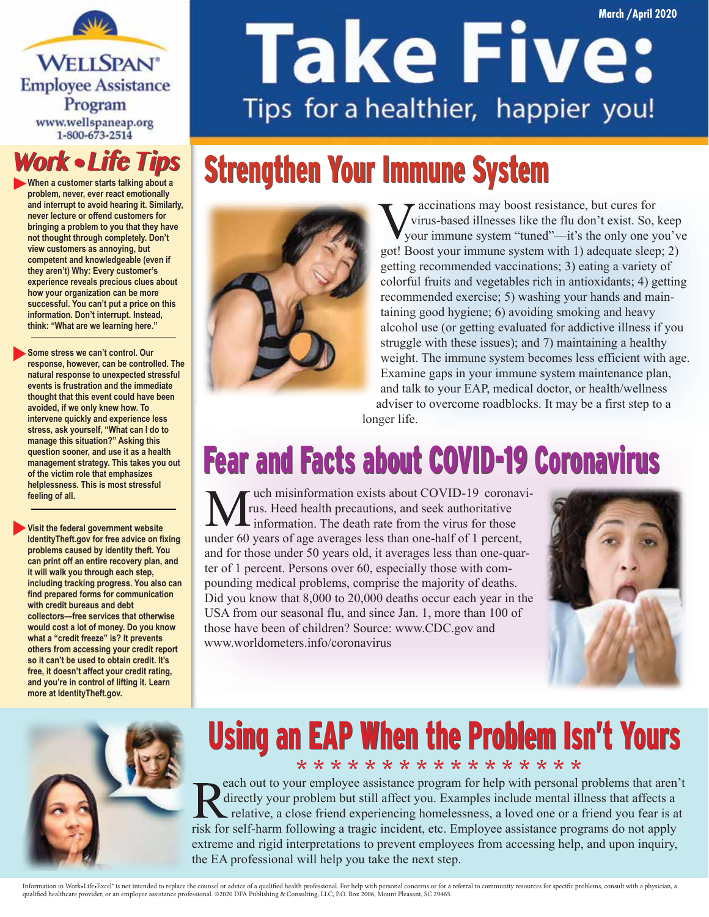WELLSPAN®
Employee Assistance Program
www.wellspaneap.org
1-800-673-2514

March /April 2020

# Take Five:

Tips for a healthier, happier you!

## Work • Life Tips

- **When a customer starts talking about a problem, never, ever react emotionally and interrupt to avoid hearing it. Similarly, never lecture or offend customers for bringing a problem to you that they have not thought through completely. Don't view customers as annoying, but competent and knowledgeable (even if they aren't) Why: Every customer's experience reveals precious clues about how your organization can be more successful. You can't put a price on this information. Don't interrupt. Instead, think: "What are we learning here."**

- **Some stress we can't control. Our response, however, can be controlled. The natural response to unexpected stressful events is frustration and the immediate thought that this event could have been avoided, if we only knew how. To intervene quickly and experience less stress, ask yourself, "What can I do to manage this situation?" Asking this question sooner, and use it as a health management strategy. This takes you out of the victim role that emphasizes helplessness. This is most stressful feeling of all.**

- **Visit the federal government website IdentityTheft.gov for free advice on fixing problems caused by identity theft. You can print off an entire recovery plan, and it will walk you through each step, including tracking progress. You also can find prepared forms for communication with credit bureaus and debt collectors—free services that otherwise would cost a lot of money. Do you know what a "credit freeze" is? It prevents others from accessing your credit report so it can't be used to obtain credit. It's free, it doesn't affect your credit rating, and you're in control of lifting it. Learn more at IdentityTheft.gov.**

## Strengthen Your Immune System

Vaccinations may boost resistance, but cures for virus-based illnesses like the flu don't exist. So, keep your immune system "tuned"—it's the only one you've got! Boost your immune system with 1) adequate sleep; 2) getting recommended vaccinations; 3) eating a variety of colorful fruits and vegetables rich in antioxidants; 4) getting recommended exercise; 5) washing your hands and maintaining good hygiene; 6) avoiding smoking and heavy alcohol use (or getting evaluated for addictive illness if you struggle with these issues); and 7) maintaining a healthy weight. The immune system becomes less efficient with age. Examine gaps in your immune system maintenance plan, and talk to your EAP, medical doctor, or health/wellness adviser to overcome roadblocks. It may be a first step to a longer life.

## Fear and Facts about COVID-19 Coronavirus

Much misinformation exists about COVID-19 coronavirus. Heed health precautions, and seek authoritative information. The death rate from the virus for those under 60 years of age averages less than one-half of 1 percent, and for those under 50 years old, it averages less than one-quarter of 1 percent. Persons over 60, especially those with compounding medical problems, comprise the majority of deaths. Did you know that 8,000 to 20,000 deaths occur each year in the USA from our seasonal flu, and since Jan. 1, more than 100 of those have been of children? Source: www.CDC.gov and www.worldometers.info/coronavirus

## Using an EAP When the Problem Isn't Yours

* * * * * * * * * * * * * * * * * *

Reach out to your employee assistance program for help with personal problems that aren't directly your problem but still affect you. Examples include mental illness that affects a relative, a close friend experiencing homelessness, a loved one or a friend you fear is at risk for self-harm following a tragic incident, etc. Employee assistance programs do not apply extreme and rigid interpretations to prevent employees from accessing help, and upon inquiry, the EA professional will help you take the next step.

Information in Work•Life•Excel® is not intended to replace the counsel or advice of a qualified health professional. For help with personal concerns or for a referral to community resources for specific problems, consult with a physician, a qualified healthcare provider, or an employee assistance professional. ©2020 DFA Publishing & Consulting, LLC, P.O. Box 2006, Mount Pleasant, SC 29465.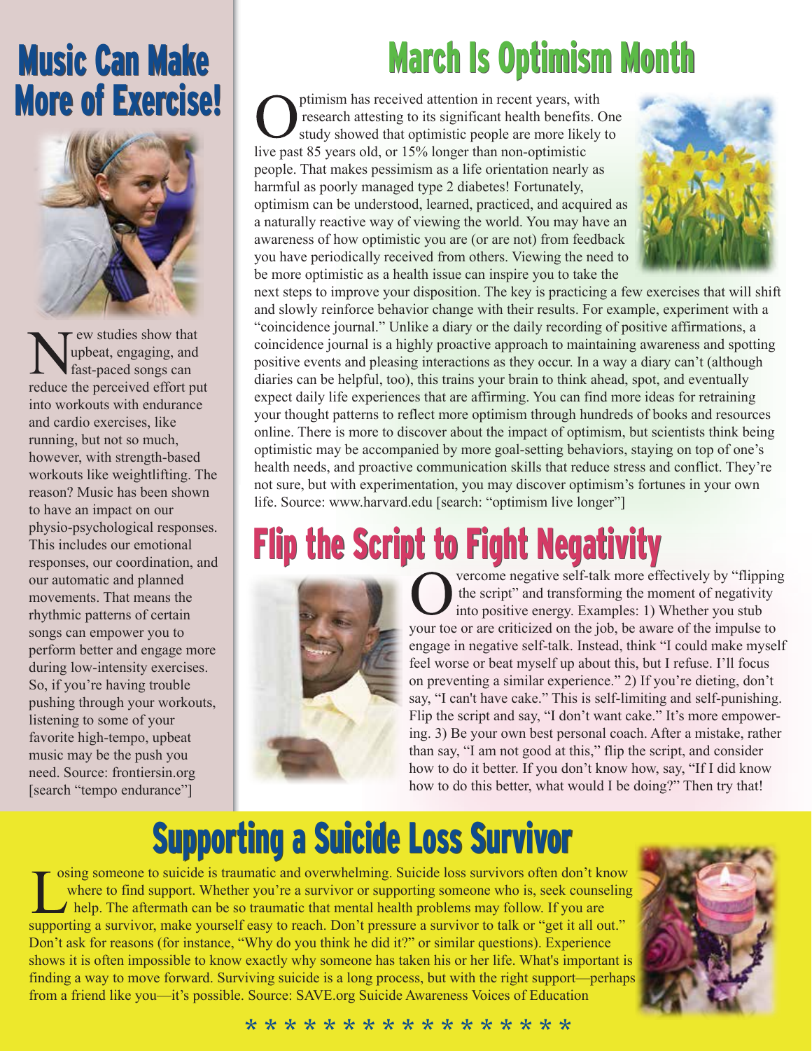## Music Can Make More of Exercise!

New studies show that upbeat, engaging, and fast-paced songs can reduce the perceived effort put into workouts with endurance and cardio exercises, like running, but not so much, however, with strength-based workouts like weightlifting. The reason? Music has been shown to have an impact on our physio-psychological responses. This includes our emotional responses, our coordination, and our automatic and planned movements. That means the rhythmic patterns of certain songs can empower you to perform better and engage more during low-intensity exercises. So, if you're having trouble pushing through your workouts, listening to some of your favorite high-tempo, upbeat music may be the push you need. Source: frontiersin.org [search "tempo endurance"]

## March Is Optimism Month

Optimism has received attention in recent years, with research attesting to its significant health benefits. One study showed that optimistic people are more likely to live past 85 years old, or 15% longer than non-optimistic people. That makes pessimism as a life orientation nearly as harmful as poorly managed type 2 diabetes! Fortunately, optimism can be understood, learned, practiced, and acquired as a naturally reactive way of viewing the world. You may have an awareness of how optimistic you are (or are not) from feedback you have periodically received from others. Viewing the need to be more optimistic as a health issue can inspire you to take the next steps to improve your disposition. The key is practicing a few exercises that will shift and slowly reinforce behavior change with their results. For example, experiment with a "coincidence journal." Unlike a diary or the daily recording of positive affirmations, a coincidence journal is a highly proactive approach to maintaining awareness and spotting positive events and pleasing interactions as they occur. In a way a diary can't (although diaries can be helpful, too), this trains your brain to think ahead, spot, and eventually expect daily life experiences that are affirming. You can find more ideas for retraining your thought patterns to reflect more optimism through hundreds of books and resources online. There is more to discover about the impact of optimism, but scientists think being optimistic may be accompanied by more goal-setting behaviors, staying on top of one's health needs, and proactive communication skills that reduce stress and conflict. They're not sure, but with experimentation, you may discover optimism's fortunes in your own life. Source: www.harvard.edu [search: "optimism live longer"]

## Flip the Script to Fight Negativity

Overcome negative self-talk more effectively by "flipping the script" and transforming the moment of negativity into positive energy. Examples: 1) Whether you stub your toe or are criticized on the job, be aware of the impulse to engage in negative self-talk. Instead, think "I could make myself feel worse or beat myself up about this, but I refuse. I'll focus on preventing a similar experience." 2) If you're dieting, don't say, "I can't have cake." This is self-limiting and self-punishing. Flip the script and say, "I don't want cake." It's more empowering. 3) Be your own best personal coach. After a mistake, rather than say, "I am not good at this," flip the script, and consider how to do it better. If you don't know how, say, "If I did know how to do this better, what would I be doing?" Then try that!

## Supporting a Suicide Loss Survivor

Losing someone to suicide is traumatic and overwhelming. Suicide loss survivors often don't know where to find support. Whether you're a survivor or supporting someone who is, seek counseling help. The aftermath can be so traumatic that mental health problems may follow. If you are supporting a survivor, make yourself easy to reach. Don't pressure a survivor to talk or "get it all out." Don't ask for reasons (for instance, "Why do you think he did it?" or similar questions). Experience shows it is often impossible to know exactly why someone has taken his or her life. What's important is finding a way to move forward. Surviving suicide is a long process, but with the right support—perhaps from a friend like you—it's possible. Source: SAVE.org Suicide Awareness Voices of Education

* * * * * * * * * * * * * * * * * *